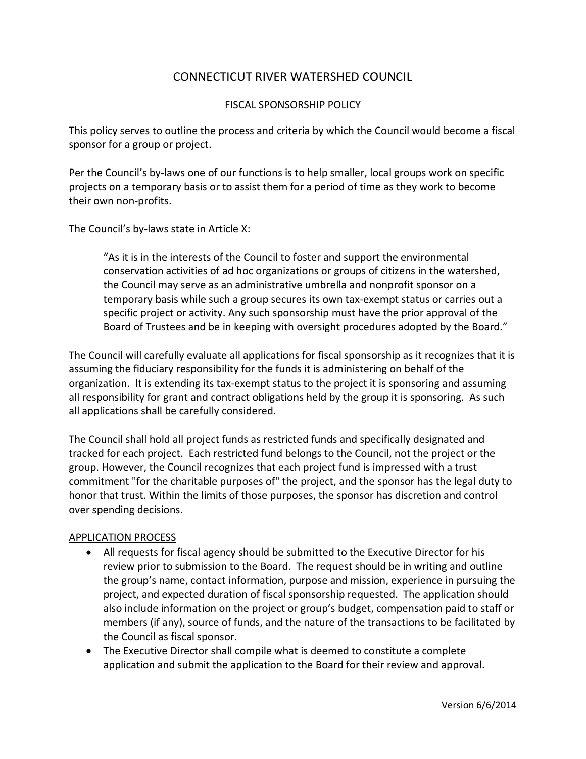# CONNECTICUT RIVER WATERSHED COUNCIL

## FISCAL SPONSORSHIP POLICY

This policy serves to outline the process and criteria by which the Council would become a fiscal sponsor for a group or project.

Per the Council's by-laws one of our functions is to help smaller, local groups work on specific projects on a temporary basis or to assist them for a period of time as they work to become their own non-profits.

The Council's by-laws state in Article X:

> "As it is in the interests of the Council to foster and support the environmental conservation activities of ad hoc organizations or groups of citizens in the watershed, the Council may serve as an administrative umbrella and nonprofit sponsor on a temporary basis while such a group secures its own tax-exempt status or carries out a specific project or activity. Any such sponsorship must have the prior approval of the Board of Trustees and be in keeping with oversight procedures adopted by the Board."

The Council will carefully evaluate all applications for fiscal sponsorship as it recognizes that it is assuming the fiduciary responsibility for the funds it is administering on behalf of the organization. It is extending its tax-exempt status to the project it is sponsoring and assuming all responsibility for grant and contract obligations held by the group it is sponsoring. As such all applications shall be carefully considered.

The Council shall hold all project funds as restricted funds and specifically designated and tracked for each project. Each restricted fund belongs to the Council, not the project or the group. However, the Council recognizes that each project fund is impressed with a trust commitment "for the charitable purposes of" the project, and the sponsor has the legal duty to honor that trust. Within the limits of those purposes, the sponsor has discretion and control over spending decisions.

<u>APPLICATION PROCESS</u>

- All requests for fiscal agency should be submitted to the Executive Director for his review prior to submission to the Board. The request should be in writing and outline the group's name, contact information, purpose and mission, experience in pursuing the project, and expected duration of fiscal sponsorship requested. The application should also include information on the project or group's budget, compensation paid to staff or members (if any), source of funds, and the nature of the transactions to be facilitated by the Council as fiscal sponsor.
- The Executive Director shall compile what is deemed to constitute a complete application and submit the application to the Board for their review and approval.

Version 6/6/2014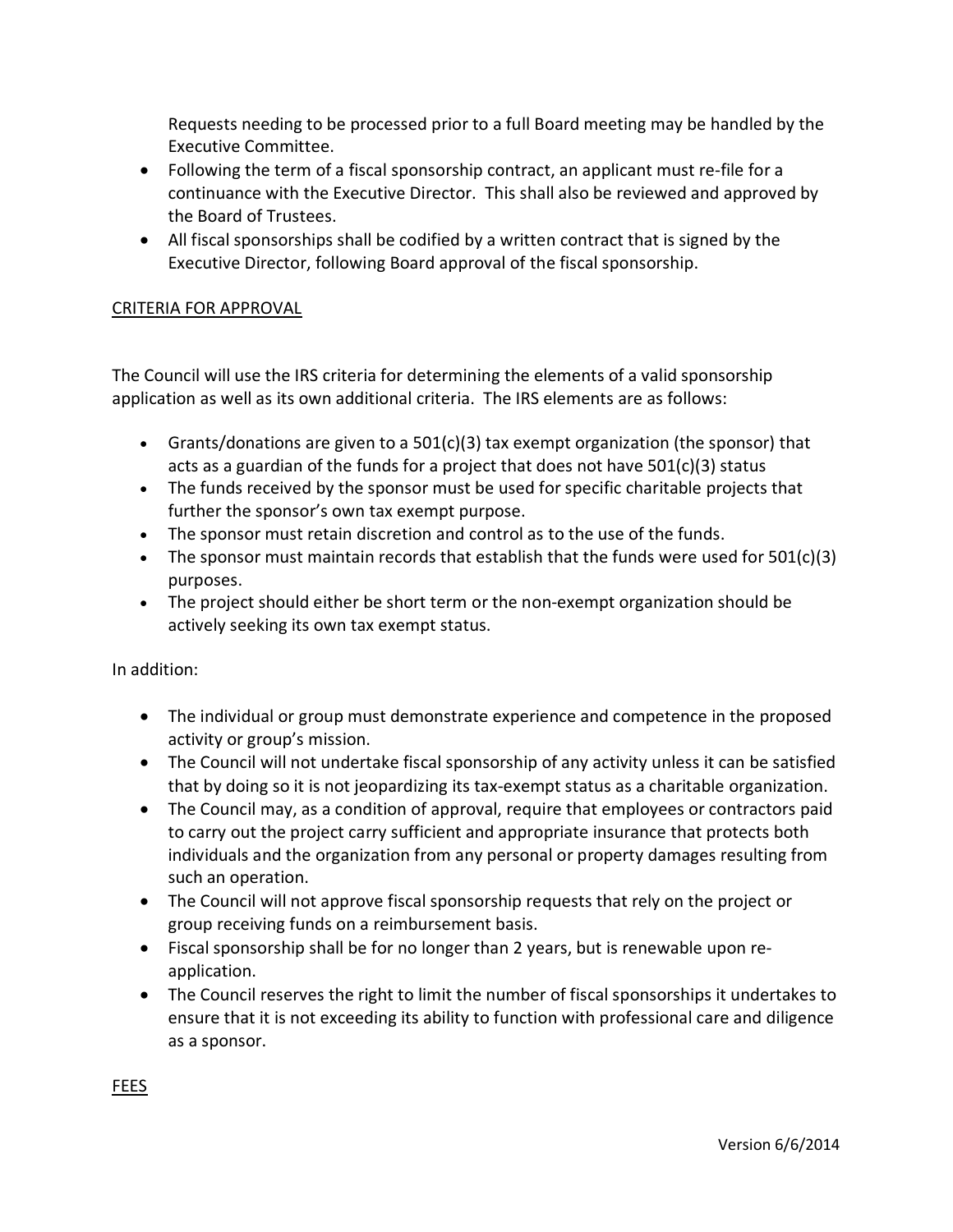Requests needing to be processed prior to a full Board meeting may be handled by the Executive Committee.

- Following the term of a fiscal sponsorship contract, an applicant must re-file for a continuance with the Executive Director. This shall also be reviewed and approved by the Board of Trustees.
- All fiscal sponsorships shall be codified by a written contract that is signed by the Executive Director, following Board approval of the fiscal sponsorship.

## CRITERIA FOR APPROVAL

The Council will use the IRS criteria for determining the elements of a valid sponsorship application as well as its own additional criteria. The IRS elements are as follows:

- Grants/donations are given to a 501(c)(3) tax exempt organization (the sponsor) that acts as a guardian of the funds for a project that does not have 501(c)(3) status
- The funds received by the sponsor must be used for specific charitable projects that further the sponsor's own tax exempt purpose.
- The sponsor must retain discretion and control as to the use of the funds.
- The sponsor must maintain records that establish that the funds were used for 501(c)(3) purposes.
- The project should either be short term or the non-exempt organization should be actively seeking its own tax exempt status.

In addition:

- The individual or group must demonstrate experience and competence in the proposed activity or group's mission.
- The Council will not undertake fiscal sponsorship of any activity unless it can be satisfied that by doing so it is not jeopardizing its tax-exempt status as a charitable organization.
- The Council may, as a condition of approval, require that employees or contractors paid to carry out the project carry sufficient and appropriate insurance that protects both individuals and the organization from any personal or property damages resulting from such an operation.
- The Council will not approve fiscal sponsorship requests that rely on the project or group receiving funds on a reimbursement basis.
- Fiscal sponsorship shall be for no longer than 2 years, but is renewable upon re-application.
- The Council reserves the right to limit the number of fiscal sponsorships it undertakes to ensure that it is not exceeding its ability to function with professional care and diligence as a sponsor.

## FEES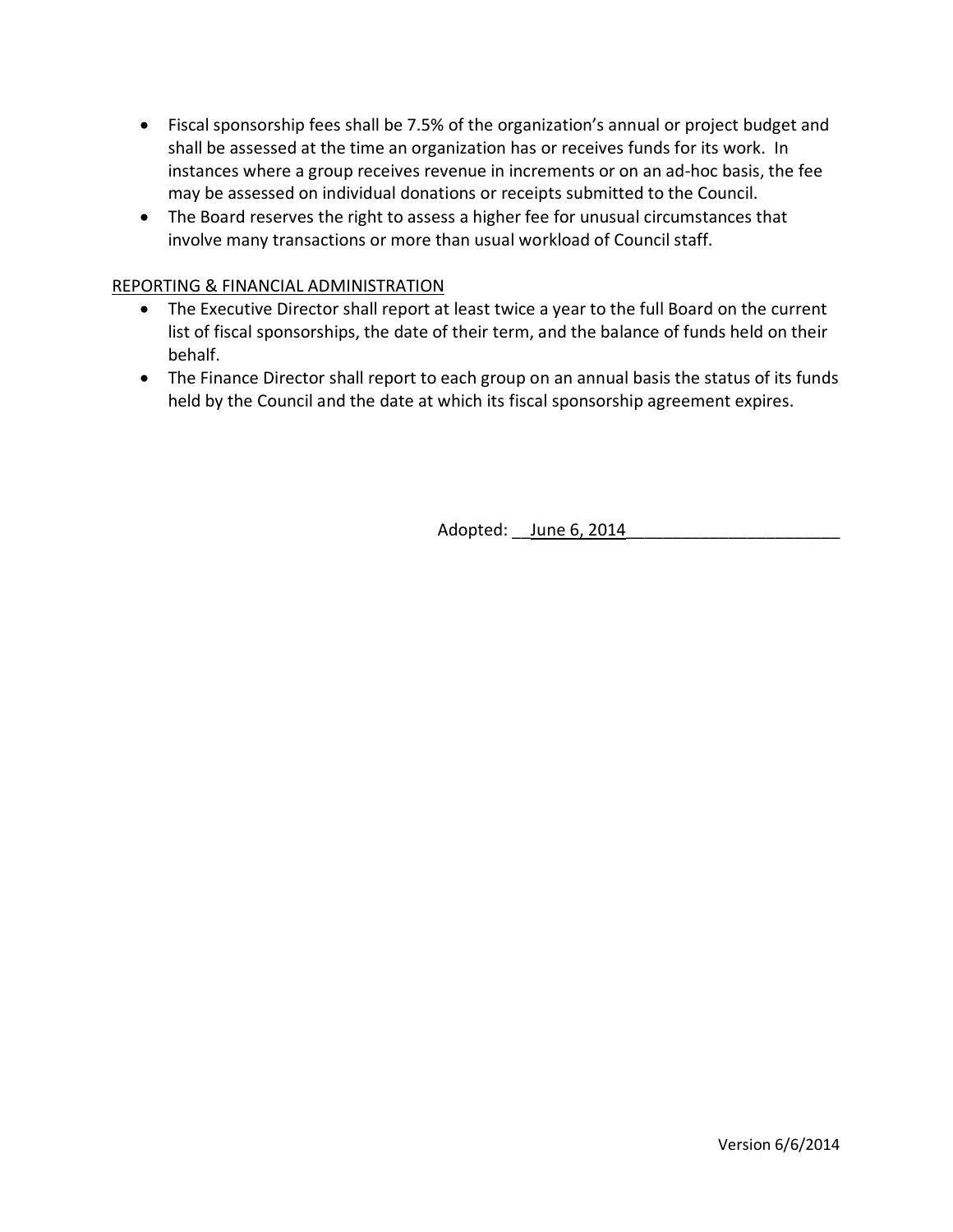- Fiscal sponsorship fees shall be 7.5% of the organization's annual or project budget and shall be assessed at the time an organization has or receives funds for its work. In instances where a group receives revenue in increments or on an ad-hoc basis, the fee may be assessed on individual donations or receipts submitted to the Council.
- The Board reserves the right to assess a higher fee for unusual circumstances that involve many transactions or more than usual workload of Council staff.

REPORTING & FINANCIAL ADMINISTRATION

- The Executive Director shall report at least twice a year to the full Board on the current list of fiscal sponsorships, the date of their term, and the balance of funds held on their behalf.
- The Finance Director shall report to each group on an annual basis the status of its funds held by the Council and the date at which its fiscal sponsorship agreement expires.

Adopted: June 6, 2014

Version 6/6/2014